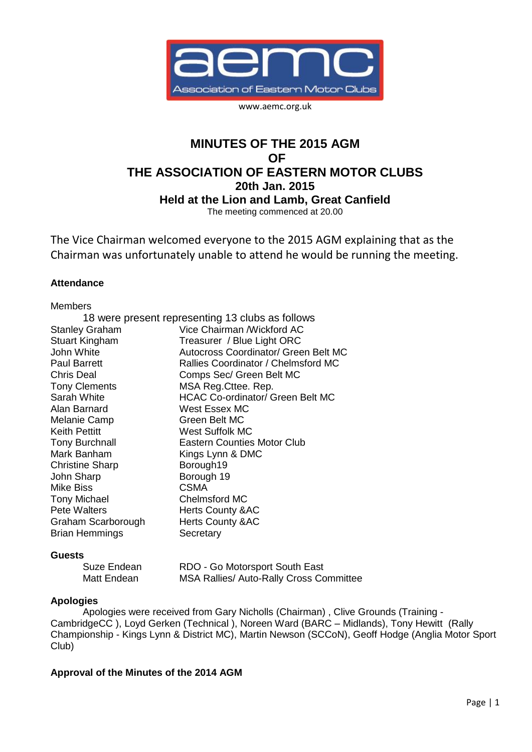aemc

Association of Eastern Motor Clubs

www.aemc.org.uk

# MINUTES OF THE 2015 AGM
# OF
# THE ASSOCIATION OF EASTERN MOTOR CLUBS
## 20th Jan. 2015
## Held at the Lion and Lamb, Great Canfield

The meeting commenced at 20.00

The Vice Chairman welcomed everyone to the 2015 AGM explaining that as the Chairman was unfortunately unable to attend he would be running the meeting.

### Attendance

Members

18 were present representing 13 clubs as follows

| | |
|---|---|
| Stanley Graham | Vice Chairman /Wickford AC |
| Stuart Kingham | Treasurer / Blue Light ORC |
| John White | Autocross Coordinator/ Green Belt MC |
| Paul Barrett | Rallies Coordinator / Chelmsford MC |
| Chris Deal | Comps Sec/ Green Belt MC |
| Tony Clements | MSA Reg.Cttee. Rep. |
| Sarah White | HCAC Co-ordinator/ Green Belt MC |
| Alan Barnard | West Essex MC |
| Melanie Camp | Green Belt MC |
| Keith Pettitt | West Suffolk MC |
| Tony Burchnall | Eastern Counties Motor Club |
| Mark Banham | Kings Lynn & DMC |
| Christine Sharp | Borough19 |
| John Sharp | Borough 19 |
| Mike Biss | CSMA |
| Tony Michael | Chelmsford MC |
| Pete Walters | Herts County &AC |
| Graham Scarborough | Herts County &AC |
| Brian Hemmings | Secretary |

### Guests

| | |
|---|---|
| Suze Endean | RDO - Go Motorsport South East |
| Matt Endean | MSA Rallies/ Auto-Rally Cross Committee |

### Apologies

Apologies were received from Gary Nicholls (Chairman) , Clive Grounds (Training - CambridgeCC ), Loyd Gerken (Technical ), Noreen Ward (BARC – Midlands), Tony Hewitt (Rally Championship - Kings Lynn & District MC), Martin Newson (SCCoN), Geoff Hodge (Anglia Motor Sport Club)

### Approval of the Minutes of the 2014 AGM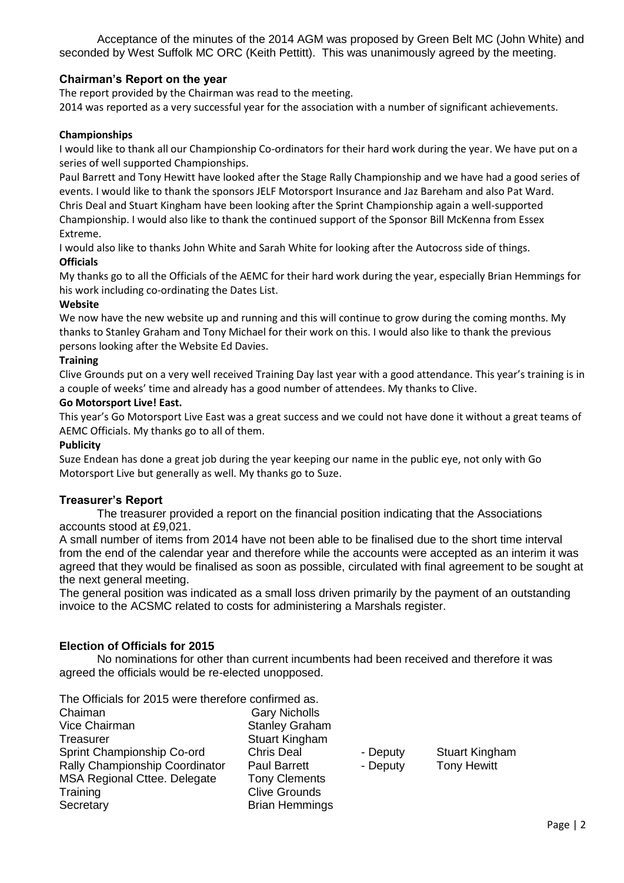Acceptance of the minutes of the 2014 AGM was proposed by Green Belt MC (John White) and seconded by West Suffolk MC ORC (Keith Pettitt). This was unanimously agreed by the meeting.

## Chairman's Report on the year

The report provided by the Chairman was read to the meeting.
2014 was reported as a very successful year for the association with a number of significant achievements.

**Championships**

I would like to thank all our Championship Co-ordinators for their hard work during the year. We have put on a series of well supported Championships.

Paul Barrett and Tony Hewitt have looked after the Stage Rally Championship and we have had a good series of events. I would like to thank the sponsors JELF Motorsport Insurance and Jaz Bareham and also Pat Ward.

Chris Deal and Stuart Kingham have been looking after the Sprint Championship again a well-supported Championship. I would also like to thank the continued support of the Sponsor Bill McKenna from Essex Extreme.

I would also like to thanks John White and Sarah White for looking after the Autocross side of things.

**Officials**

My thanks go to all the Officials of the AEMC for their hard work during the year, especially Brian Hemmings for his work including co-ordinating the Dates List.

**Website**

We now have the new website up and running and this will continue to grow during the coming months. My thanks to Stanley Graham and Tony Michael for their work on this. I would also like to thank the previous persons looking after the Website Ed Davies.

**Training**

Clive Grounds put on a very well received Training Day last year with a good attendance. This year's training is in a couple of weeks' time and already has a good number of attendees. My thanks to Clive.

**Go Motorsport Live! East.**

This year's Go Motorsport Live East was a great success and we could not have done it without a great teams of AEMC Officials. My thanks go to all of them.

**Publicity**

Suze Endean has done a great job during the year keeping our name in the public eye, not only with Go Motorsport Live but generally as well. My thanks go to Suze.

## Treasurer's Report

The treasurer provided a report on the financial position indicating that the Associations accounts stood at £9,021.

A small number of items from 2014 have not been able to be finalised due to the short time interval from the end of the calendar year and therefore while the accounts were accepted as an interim it was agreed that they would be finalised as soon as possible, circulated with final agreement to be sought at the next general meeting.

The general position was indicated as a small loss driven primarily by the payment of an outstanding invoice to the ACSMC related to costs for administering a Marshals register.

## Election of Officials for 2015

No nominations for other than current incumbents had been received and therefore it was agreed the officials would be re-elected unopposed.

The Officials for 2015 were therefore confirmed as.

| | | | |
|---|---|---|---|
| Chaiman | Gary Nicholls | | |
| Vice Chairman | Stanley Graham | | |
| Treasurer | Stuart Kingham | | |
| Sprint Championship Co-ord | Chris Deal | - Deputy | Stuart Kingham |
| Rally Championship Coordinator | Paul Barrett | - Deputy | Tony Hewitt |
| MSA Regional Cttee. Delegate | Tony Clements | | |
| Training | Clive Grounds | | |
| Secretary | Brian Hemmings | | |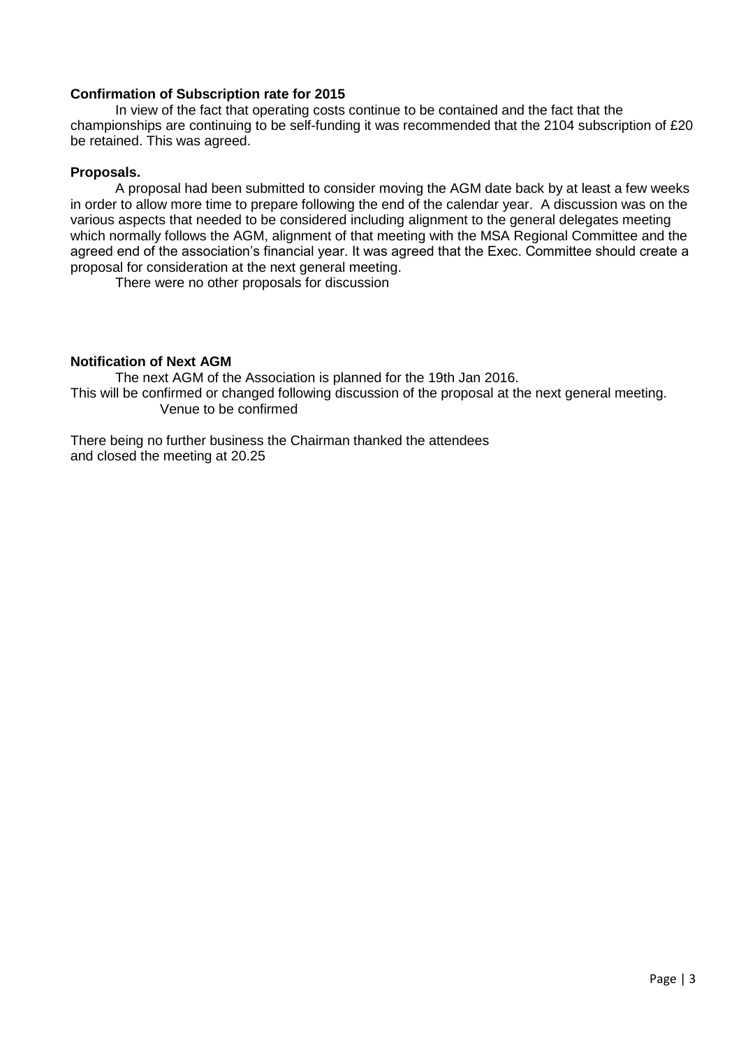**Confirmation of Subscription rate for 2015**

In view of the fact that operating costs continue to be contained and the fact that the championships are continuing to be self-funding it was recommended that the 2104 subscription of £20 be retained. This was agreed.

**Proposals.**

A proposal had been submitted to consider moving the AGM date back by at least a few weeks in order to allow more time to prepare following the end of the calendar year. A discussion was on the various aspects that needed to be considered including alignment to the general delegates meeting which normally follows the AGM, alignment of that meeting with the MSA Regional Committee and the agreed end of the association's financial year. It was agreed that the Exec. Committee should create a proposal for consideration at the next general meeting.

There were no other proposals for discussion

**Notification of Next AGM**

The next AGM of the Association is planned for the 19th Jan 2016.
This will be confirmed or changed following discussion of the proposal at the next general meeting.
Venue to be confirmed

There being no further business the Chairman thanked the attendees
and closed the meeting at 20.25